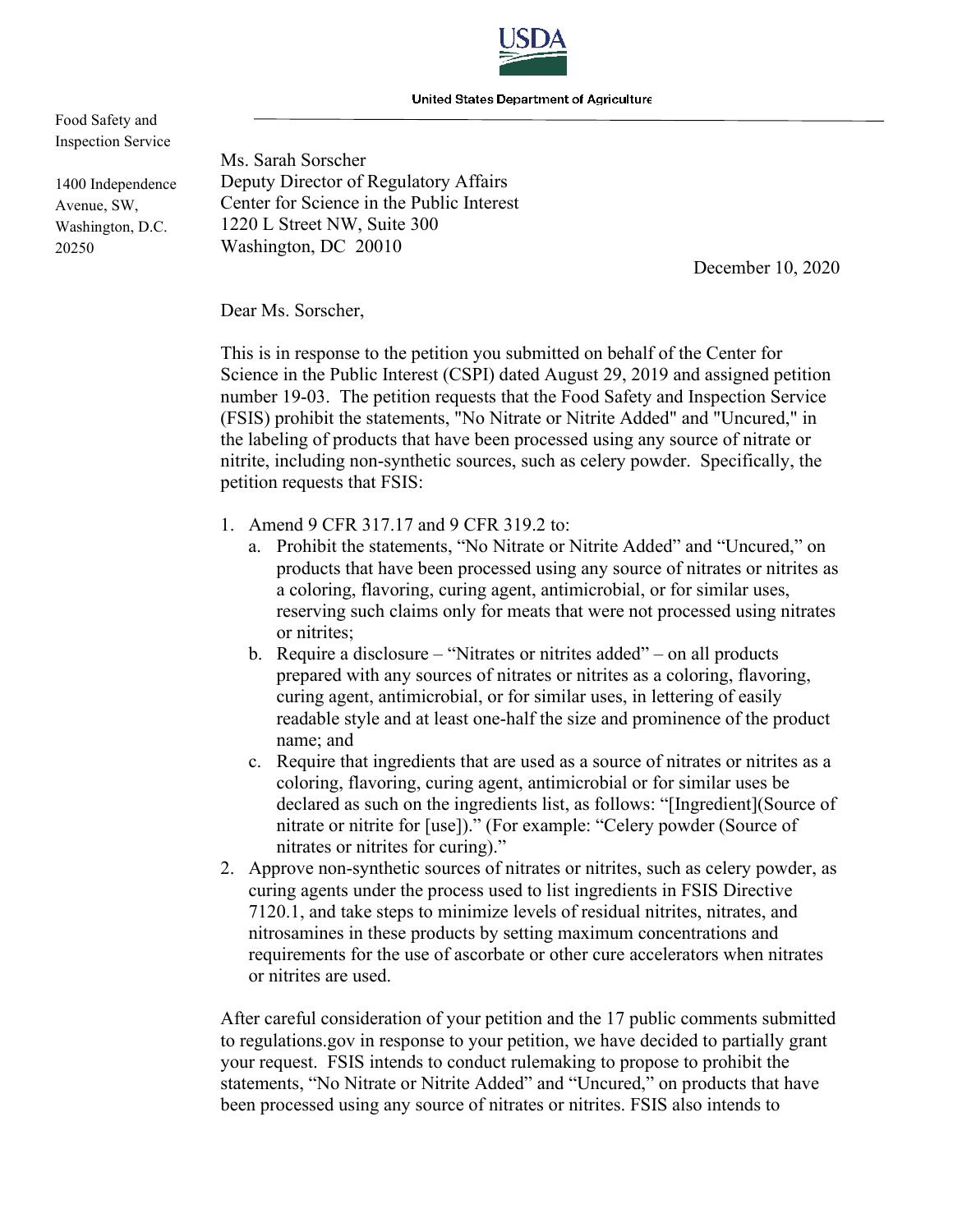USDA

United States Department of Agriculture

Food Safety and Inspection Service

1400 Independence Avenue, SW, Washington, D.C. 20250

Ms. Sarah Sorscher
Deputy Director of Regulatory Affairs
Center for Science in the Public Interest
1220 L Street NW, Suite 300
Washington, DC 20010

December 10, 2020

Dear Ms. Sorscher,

This is in response to the petition you submitted on behalf of the Center for Science in the Public Interest (CSPI) dated August 29, 2019 and assigned petition number 19-03. The petition requests that the Food Safety and Inspection Service (FSIS) prohibit the statements, "No Nitrate or Nitrite Added" and "Uncured," in the labeling of products that have been processed using any source of nitrate or nitrite, including non-synthetic sources, such as celery powder. Specifically, the petition requests that FSIS:

1. Amend 9 CFR 317.17 and 9 CFR 319.2 to:
   a. Prohibit the statements, "No Nitrate or Nitrite Added" and "Uncured," on products that have been processed using any source of nitrates or nitrites as a coloring, flavoring, curing agent, antimicrobial, or for similar uses, reserving such claims only for meats that were not processed using nitrates or nitrites;
   b. Require a disclosure – "Nitrates or nitrites added" – on all products prepared with any sources of nitrates or nitrites as a coloring, flavoring, curing agent, antimicrobial, or for similar uses, in lettering of easily readable style and at least one-half the size and prominence of the product name; and
   c. Require that ingredients that are used as a source of nitrates or nitrites as a coloring, flavoring, curing agent, antimicrobial or for similar uses be declared as such on the ingredients list, as follows: "[Ingredient](Source of nitrate or nitrite for [use])." (For example: "Celery powder (Source of nitrates or nitrites for curing)."
2. Approve non-synthetic sources of nitrates or nitrites, such as celery powder, as curing agents under the process used to list ingredients in FSIS Directive 7120.1, and take steps to minimize levels of residual nitrites, nitrates, and nitrosamines in these products by setting maximum concentrations and requirements for the use of ascorbate or other cure accelerators when nitrates or nitrites are used.

After careful consideration of your petition and the 17 public comments submitted to regulations.gov in response to your petition, we have decided to partially grant your request. FSIS intends to conduct rulemaking to propose to prohibit the statements, "No Nitrate or Nitrite Added" and "Uncured," on products that have been processed using any source of nitrates or nitrites. FSIS also intends to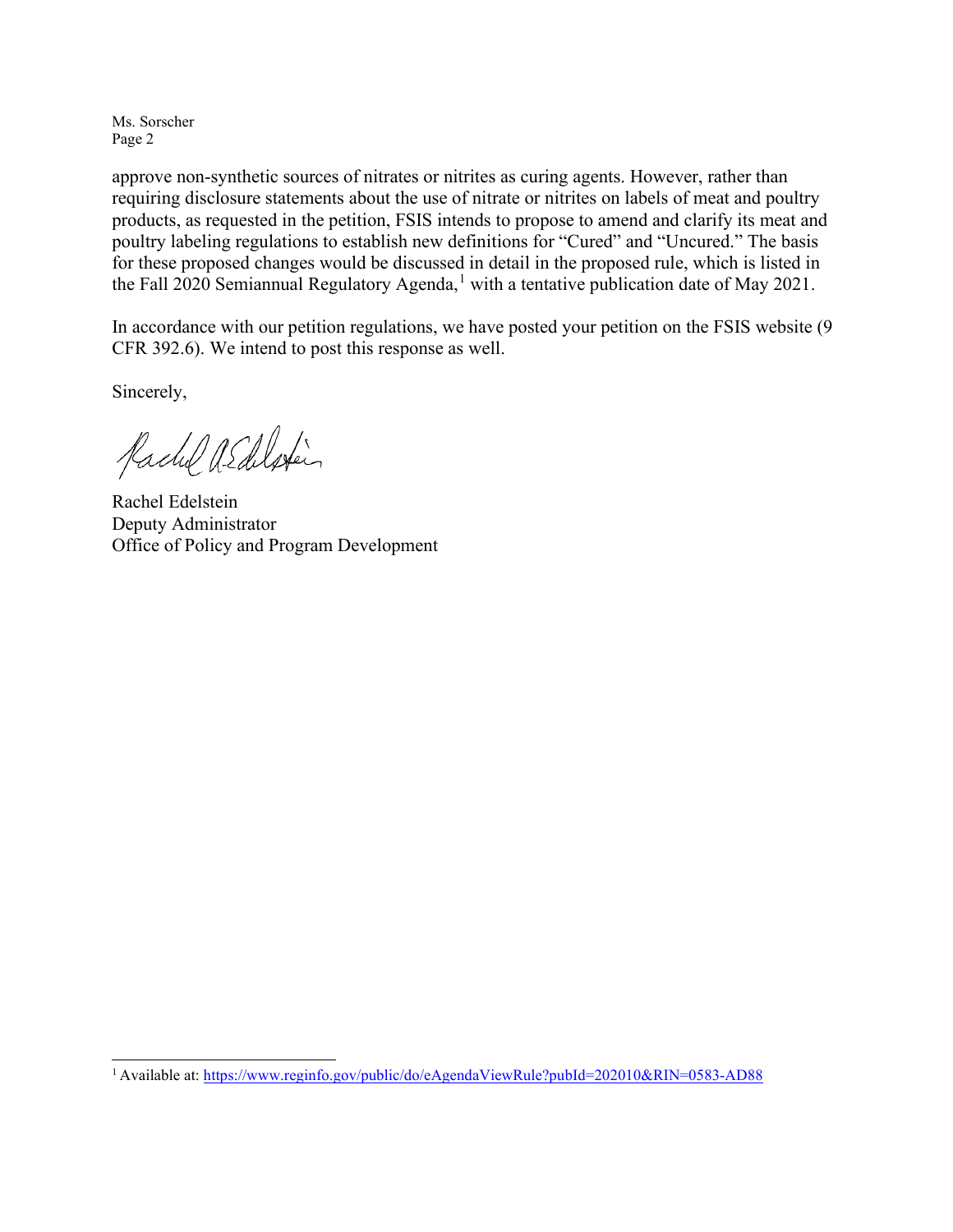approve non-synthetic sources of nitrates or nitrites as curing agents. However, rather than requiring disclosure statements about the use of nitrate or nitrites on labels of meat and poultry products, as requested in the petition, FSIS intends to propose to amend and clarify its meat and poultry labeling regulations to establish new definitions for "Cured" and "Uncured." The basis for these proposed changes would be discussed in detail in the proposed rule, which is listed in the Fall 2020 Semiannual Regulatory Agenda,[1] with a tentative publication date of May 2021.

In accordance with our petition regulations, we have posted your petition on the FSIS website (9 CFR 392.6). We intend to post this response as well.

Sincerely,

Rachel Edelstein
Deputy Administrator
Office of Policy and Program Development

---

[1] Available at: https://www.reginfo.gov/public/do/eAgendaViewRule?pubId=202010&RIN=0583-AD88